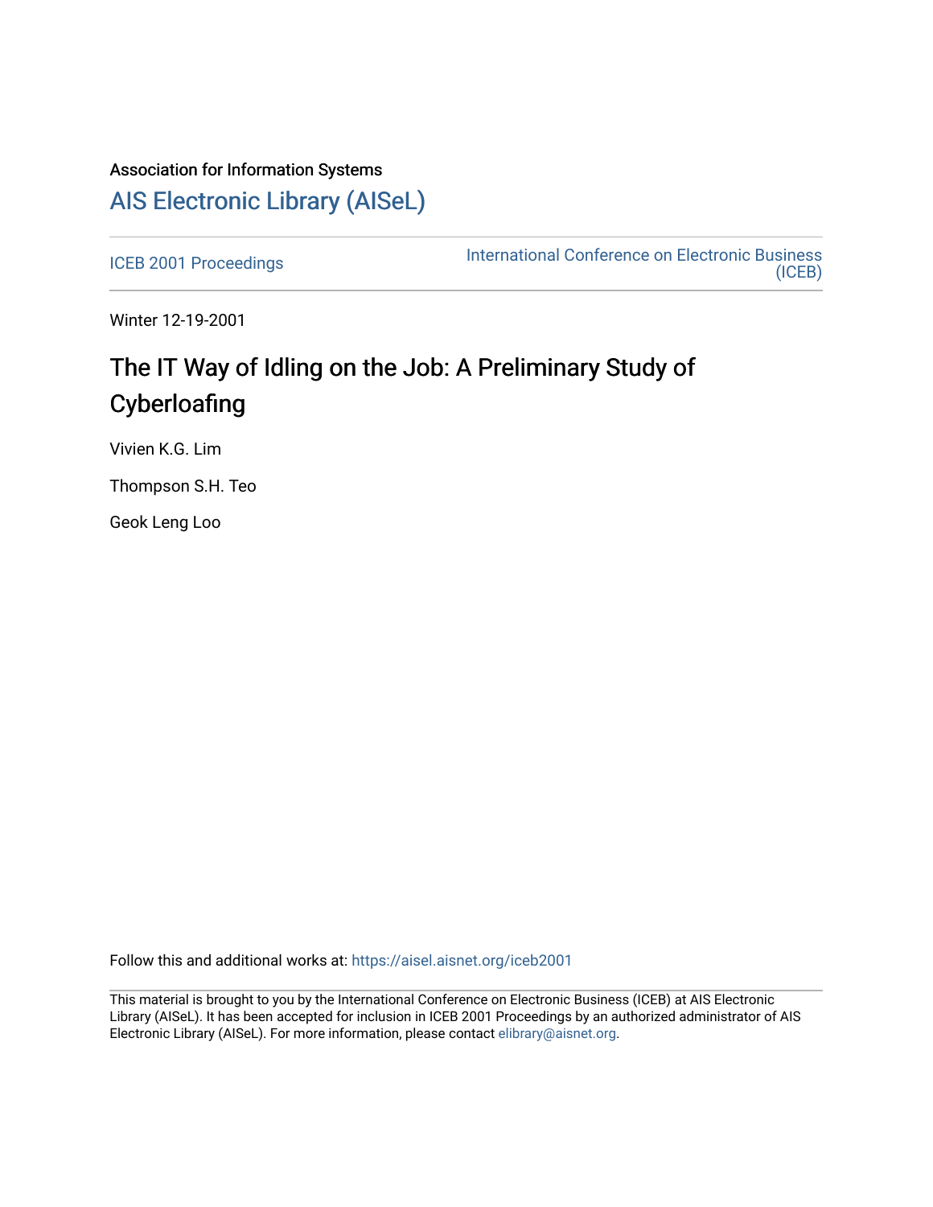Association for Information Systems

# AIS Electronic Library (AISeL)

ICEB 2001 Proceedings

International Conference on Electronic Business (ICEB)

Winter 12-19-2001

# The IT Way of Idling on the Job: A Preliminary Study of Cyberloafing

Vivien K.G. Lim

Thompson S.H. Teo

Geok Leng Loo

Follow this and additional works at: https://aisel.aisnet.org/iceb2001

This material is brought to you by the International Conference on Electronic Business (ICEB) at AIS Electronic Library (AISeL). It has been accepted for inclusion in ICEB 2001 Proceedings by an authorized administrator of AIS Electronic Library (AISeL). For more information, please contact elibrary@aisnet.org.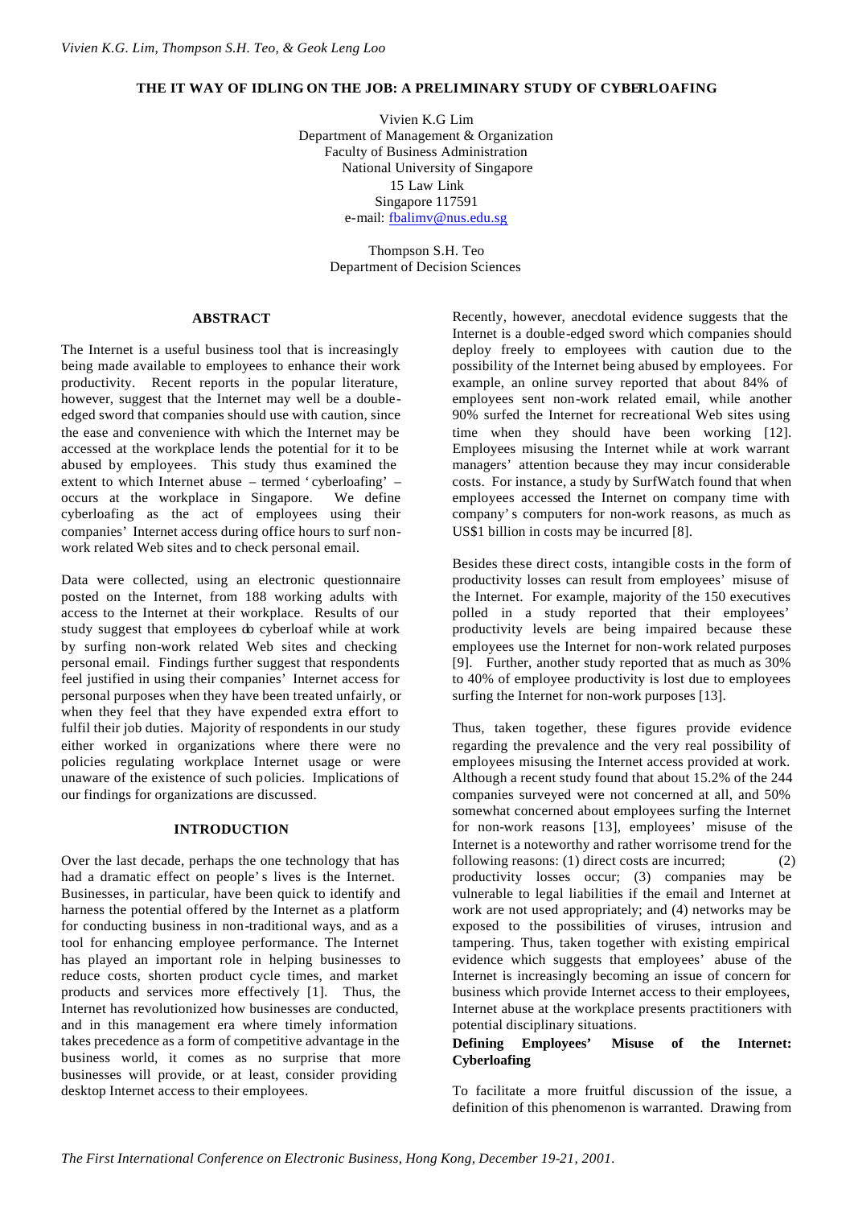# THE IT WAY OF IDLING ON THE JOB: A PRELIMINARY STUDY OF CYBERLOAFING

Vivien K.G Lim
Department of Management & Organization
Faculty of Business Administration
National University of Singapore
15 Law Link
Singapore 117591
e-mail: fbalimv@nus.edu.sg

Thompson S.H. Teo
Department of Decision Sciences

## ABSTRACT

The Internet is a useful business tool that is increasingly being made available to employees to enhance their work productivity. Recent reports in the popular literature, however, suggest that the Internet may well be a double-edged sword that companies should use with caution, since the ease and convenience with which the Internet may be accessed at the workplace lends the potential for it to be abused by employees. This study thus examined the extent to which Internet abuse – termed 'cyberloafing' – occurs at the workplace in Singapore. We define cyberloafing as the act of employees using their companies' Internet access during office hours to surf non-work related Web sites and to check personal email.

Data were collected, using an electronic questionnaire posted on the Internet, from 188 working adults with access to the Internet at their workplace. Results of our study suggest that employees do cyberloaf while at work by surfing non-work related Web sites and checking personal email. Findings further suggest that respondents feel justified in using their companies' Internet access for personal purposes when they have been treated unfairly, or when they feel that they have expended extra effort to fulfil their job duties. Majority of respondents in our study either worked in organizations where there were no policies regulating workplace Internet usage or were unaware of the existence of such policies. Implications of our findings for organizations are discussed.

## INTRODUCTION

Over the last decade, perhaps the one technology that has had a dramatic effect on people's lives is the Internet. Businesses, in particular, have been quick to identify and harness the potential offered by the Internet as a platform for conducting business in non-traditional ways, and as a tool for enhancing employee performance. The Internet has played an important role in helping businesses to reduce costs, shorten product cycle times, and market products and services more effectively [1]. Thus, the Internet has revolutionized how businesses are conducted, and in this management era where timely information takes precedence as a form of competitive advantage in the business world, it comes as no surprise that more businesses will provide, or at least, consider providing desktop Internet access to their employees.

Recently, however, anecdotal evidence suggests that the Internet is a double-edged sword which companies should deploy freely to employees with caution due to the possibility of the Internet being abused by employees. For example, an online survey reported that about 84% of employees sent non-work related email, while another 90% surfed the Internet for recreational Web sites using time when they should have been working [12]. Employees misusing the Internet while at work warrant managers' attention because they may incur considerable costs. For instance, a study by SurfWatch found that when employees accessed the Internet on company time with company's computers for non-work reasons, as much as US$1 billion in costs may be incurred [8].

Besides these direct costs, intangible costs in the form of productivity losses can result from employees' misuse of the Internet. For example, majority of the 150 executives polled in a study reported that their employees' productivity levels are being impaired because these employees use the Internet for non-work related purposes [9]. Further, another study reported that as much as 30% to 40% of employee productivity is lost due to employees surfing the Internet for non-work purposes [13].

Thus, taken together, these figures provide evidence regarding the prevalence and the very real possibility of employees misusing the Internet access provided at work. Although a recent study found that about 15.2% of the 244 companies surveyed were not concerned at all, and 50% somewhat concerned about employees surfing the Internet for non-work reasons [13], employees' misuse of the Internet is a noteworthy and rather worrisome trend for the following reasons: (1) direct costs are incurred; (2) productivity losses occur; (3) companies may be vulnerable to legal liabilities if the email and Internet at work are not used appropriately; and (4) networks may be exposed to the possibilities of viruses, intrusion and tampering. Thus, taken together with existing empirical evidence which suggests that employees' abuse of the Internet is increasingly becoming an issue of concern for business which provide Internet access to their employees, Internet abuse at the workplace presents practitioners with potential disciplinary situations.

### Defining Employees' Misuse of the Internet: Cyberloafing

To facilitate a more fruitful discussion of the issue, a definition of this phenomenon is warranted. Drawing from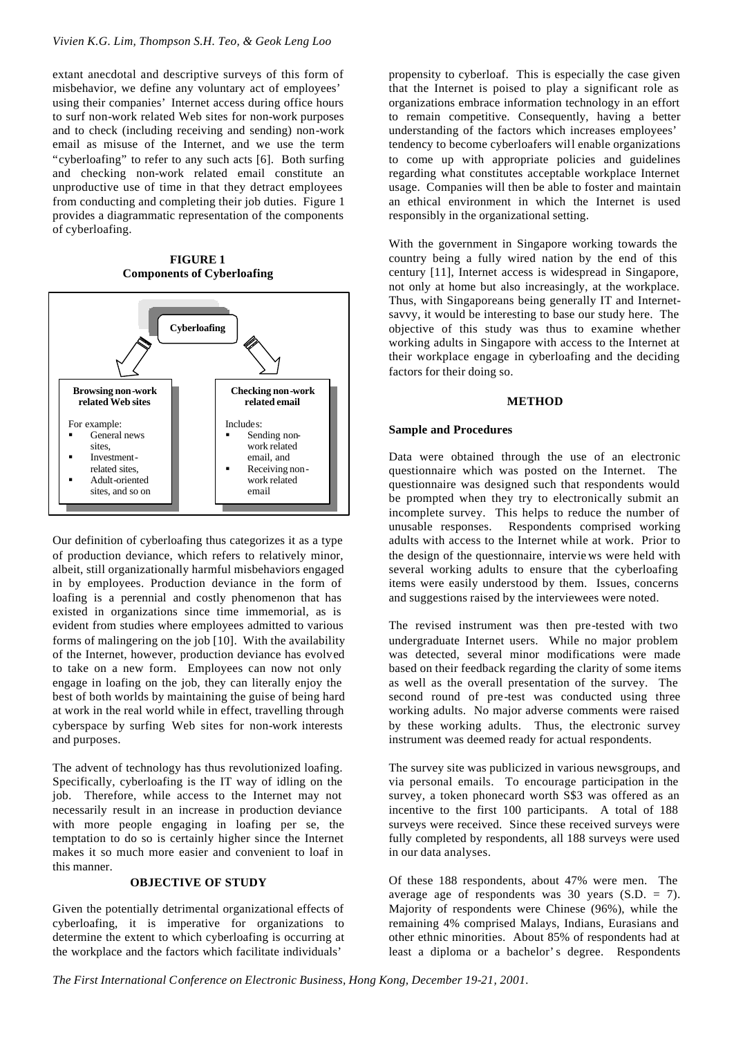extant anecdotal and descriptive surveys of this form of misbehavior, we define any voluntary act of employees' using their companies' Internet access during office hours to surf non-work related Web sites for non-work purposes and to check (including receiving and sending) non-work email as misuse of the Internet, and we use the term "cyberloafing" to refer to any such acts [6]. Both surfing and checking non-work related email constitute an unproductive use of time in that they detract employees from conducting and completing their job duties. Figure 1 provides a diagrammatic representation of the components of cyberloafing.

**FIGURE 1**
**Components of Cyberloafing**

Cyberloafing

**Browsing non-work related Web sites**

For example:
- General news sites,
- Investment-related sites,
- Adult-oriented sites, and so on

**Checking non-work related email**

Includes:
- Sending non-work related email, and
- Receiving non-work related email

Our definition of cyberloafing thus categorizes it as a type of production deviance, which refers to relatively minor, albeit, still organizationally harmful misbehaviors engaged in by employees. Production deviance in the form of loafing is a perennial and costly phenomenon that has existed in organizations since time immemorial, as is evident from studies where employees admitted to various forms of malingering on the job [10]. With the availability of the Internet, however, production deviance has evolved to take on a new form. Employees can now not only engage in loafing on the job, they can literally enjoy the best of both worlds by maintaining the guise of being hard at work in the real world while in effect, travelling through cyberspace by surfing Web sites for non-work interests and purposes.

The advent of technology has thus revolutionized loafing. Specifically, cyberloafing is the IT way of idling on the job. Therefore, while access to the Internet may not necessarily result in an increase in production deviance with more people engaging in loafing per se, the temptation to do so is certainly higher since the Internet makes it so much more easier and convenient to loaf in this manner.

## OBJECTIVE OF STUDY

Given the potentially detrimental organizational effects of cyberloafing, it is imperative for organizations to determine the extent to which cyberloafing is occurring at the workplace and the factors which facilitate individuals' propensity to cyberloaf. This is especially the case given that the Internet is poised to play a significant role as organizations embrace information technology in an effort to remain competitive. Consequently, having a better understanding of the factors which increases employees' tendency to become cyberloafers will enable organizations to come up with appropriate policies and guidelines regarding what constitutes acceptable workplace Internet usage. Companies will then be able to foster and maintain an ethical environment in which the Internet is used responsibly in the organizational setting.

With the government in Singapore working towards the country being a fully wired nation by the end of this century [11], Internet access is widespread in Singapore, not only at home but also increasingly, at the workplace. Thus, with Singaporeans being generally IT and Internet-savvy, it would be interesting to base our study here. The objective of this study was thus to examine whether working adults in Singapore with access to the Internet at their workplace engage in cyberloafing and the deciding factors for their doing so.

## METHOD

### Sample and Procedures

Data were obtained through the use of an electronic questionnaire which was posted on the Internet. The questionnaire was designed such that respondents would be prompted when they try to electronically submit an incomplete survey. This helps to reduce the number of unusable responses. Respondents comprised working adults with access to the Internet while at work. Prior to the design of the questionnaire, interviews were held with several working adults to ensure that the cyberloafing items were easily understood by them. Issues, concerns and suggestions raised by the interviewees were noted.

The revised instrument was then pre-tested with two undergraduate Internet users. While no major problem was detected, several minor modifications were made based on their feedback regarding the clarity of some items as well as the overall presentation of the survey. The second round of pre-test was conducted using three working adults. No major adverse comments were raised by these working adults. Thus, the electronic survey instrument was deemed ready for actual respondents.

The survey site was publicized in various newsgroups, and via personal emails. To encourage participation in the survey, a token phonecard worth S$3 was offered as an incentive to the first 100 participants. A total of 188 surveys were received. Since these received surveys were fully completed by respondents, all 188 surveys were used in our data analyses.

Of these 188 respondents, about 47% were men. The average age of respondents was 30 years (S.D. = 7). Majority of respondents were Chinese (96%), while the remaining 4% comprised Malays, Indians, Eurasians and other ethnic minorities. About 85% of respondents had at least a diploma or a bachelor's degree. Respondents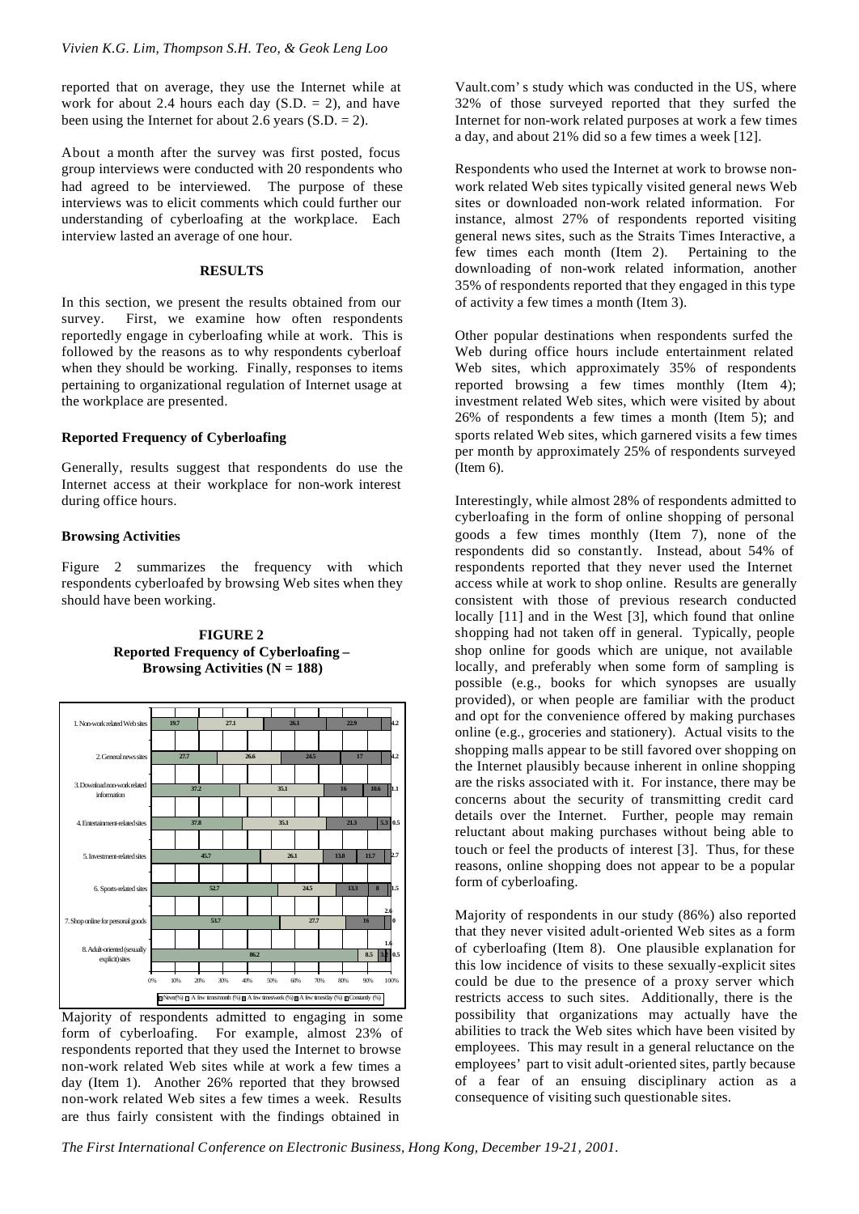reported that on average, they use the Internet while at work for about 2.4 hours each day (S.D. = 2), and have been using the Internet for about 2.6 years (S.D. = 2).

About a month after the survey was first posted, focus group interviews were conducted with 20 respondents who had agreed to be interviewed. The purpose of these interviews was to elicit comments which could further our understanding of cyberloafing at the workplace. Each interview lasted an average of one hour.

## RESULTS

In this section, we present the results obtained from our survey. First, we examine how often respondents reportedly engage in cyberloafing while at work. This is followed by the reasons as to why respondents cyberloaf when they should be working. Finally, responses to items pertaining to organizational regulation of Internet usage at the workplace are presented.

### Reported Frequency of Cyberloafing

Generally, results suggest that respondents do use the Internet access at their workplace for non-work interest during office hours.

### Browsing Activities

Figure 2 summarizes the frequency with which respondents cyberloafed by browsing Web sites when they should have been working.

**FIGURE 2**
**Reported Frequency of Cyberloafing – Browsing Activities (N = 188)**

1. Non-work related Web sites: 19.7, 27.1, 26.1, 22.9, 4.2
2. General news sites: 27.7, 26.6, 24.5, 17, 4.2
3. Download non-work related information: 37.2, 35.1, 16, 10.6, 1.1
4. Entertainment-related sites: 37.8, 35.1, 21.3, 5.3, 0.5
5. Investment-related sites: 45.7, 26.1, 13.8, 11.7, 2.7
6. Sports-related sites: 52.7, 24.5, 13.3, 8, 1.5
7. Shop online for personal goods: 53.7, 27.7, 16, 2.6, 0
8. Adult-oriented (sexually explicit) sites: 86.2, 8.5, 3.2, 1.6, 0.5

0% 10% 20% 30% 40% 50% 60% 70% 80% 90% 100%

Never (%) A few times/month (%) A few times/week (%) A few times/day (%) Constantly (%)

Majority of respondents admitted to engaging in some form of cyberloafing. For example, almost 23% of respondents reported that they used the Internet to browse non-work related Web sites while at work a few times a day (Item 1). Another 26% reported that they browsed non-work related Web sites a few times a week. Results are thus fairly consistent with the findings obtained in Vault.com's study which was conducted in the US, where 32% of those surveyed reported that they surfed the Internet for non-work related purposes at work a few times a day, and about 21% did so a few times a week [12].

Respondents who used the Internet at work to browse non-work related Web sites typically visited general news Web sites or downloaded non-work related information. For instance, almost 27% of respondents reported visiting general news sites, such as the Straits Times Interactive, a few times each month (Item 2). Pertaining to the downloading of non-work related information, another 35% of respondents reported that they engaged in this type of activity a few times a month (Item 3).

Other popular destinations when respondents surfed the Web during office hours include entertainment related Web sites, which approximately 35% of respondents reported browsing a few times monthly (Item 4); investment related Web sites, which were visited by about 26% of respondents a few times a month (Item 5); and sports related Web sites, which garnered visits a few times per month by approximately 25% of respondents surveyed (Item 6).

Interestingly, while almost 28% of respondents admitted to cyberloafing in the form of online shopping of personal goods a few times monthly (Item 7), none of the respondents did so constantly. Instead, about 54% of respondents reported that they never used the Internet access while at work to shop online. Results are generally consistent with those of previous research conducted locally [11] and in the West [3], which found that online shopping had not taken off in general. Typically, people shop online for goods which are unique, not available locally, and preferably when some form of sampling is possible (e.g., books for which synopses are usually provided), or when people are familiar with the product and opt for the convenience offered by making purchases online (e.g., groceries and stationery). Actual visits to the shopping malls appear to be still favored over shopping on the Internet plausibly because inherent in online shopping are the risks associated with it. For instance, there may be concerns about the security of transmitting credit card details over the Internet. Further, people may remain reluctant about making purchases without being able to touch or feel the products of interest [3]. Thus, for these reasons, online shopping does not appear to be a popular form of cyberloafing.

Majority of respondents in our study (86%) also reported that they never visited adult-oriented Web sites as a form of cyberloafing (Item 8). One plausible explanation for this low incidence of visits to these sexually-explicit sites could be due to the presence of a proxy server which restricts access to such sites. Additionally, there is the possibility that organizations may actually have the abilities to track the Web sites which have been visited by employees. This may result in a general reluctance on the employees' part to visit adult-oriented sites, partly because of a fear of an ensuing disciplinary action as a consequence of visiting such questionable sites.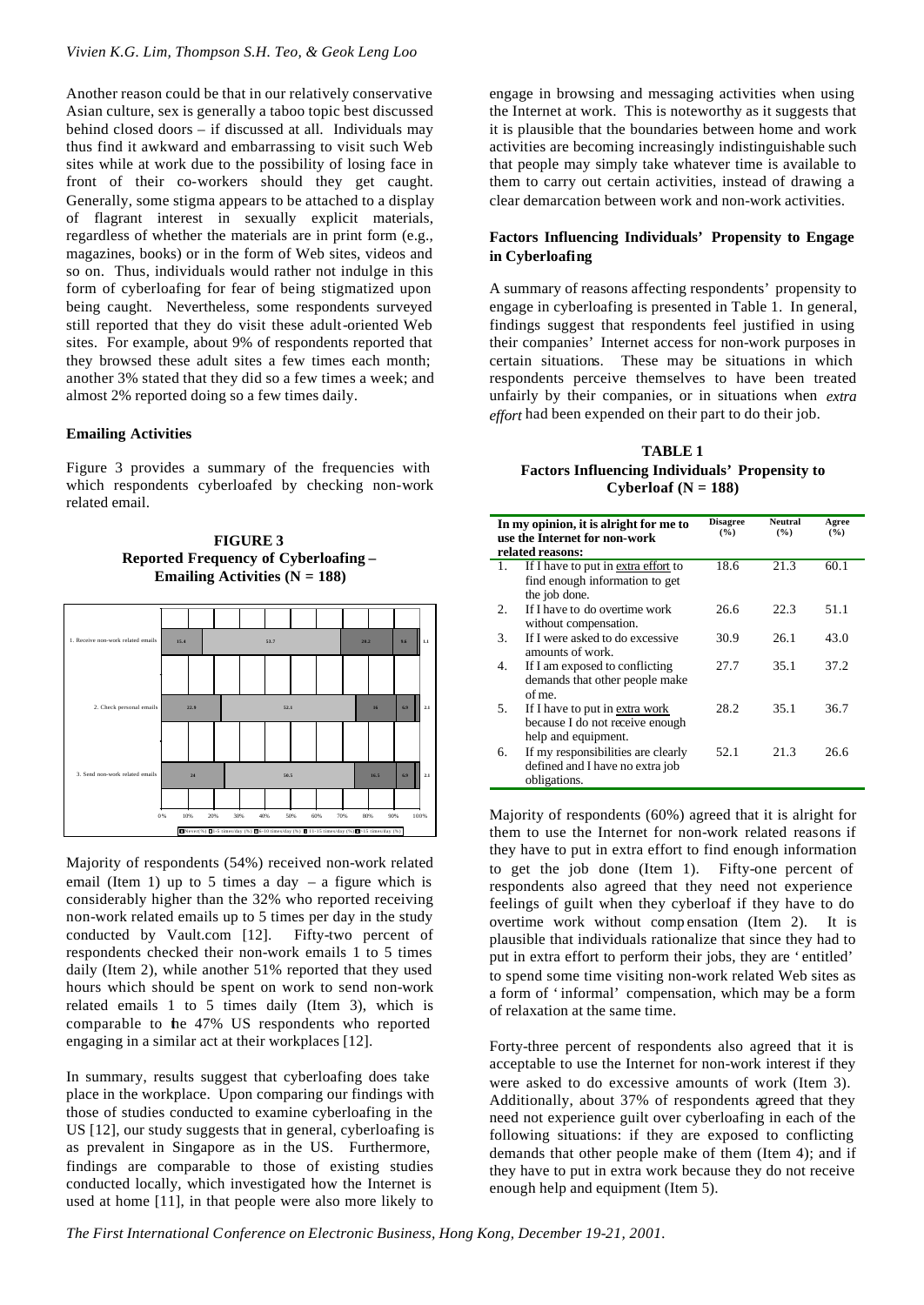Another reason could be that in our relatively conservative Asian culture, sex is generally a taboo topic best discussed behind closed doors – if discussed at all. Individuals may thus find it awkward and embarrassing to visit such Web sites while at work due to the possibility of losing face in front of their co-workers should they get caught. Generally, some stigma appears to be attached to a display of flagrant interest in sexually explicit materials, regardless of whether the materials are in print form (e.g., magazines, books) or in the form of Web sites, videos and so on. Thus, individuals would rather not indulge in this form of cyberloafing for fear of being stigmatized upon being caught. Nevertheless, some respondents surveyed still reported that they do visit these adult-oriented Web sites. For example, about 9% of respondents reported that they browsed these adult sites a few times each month; another 3% stated that they did so a few times a week; and almost 2% reported doing so a few times daily.

### Emailing Activities

Figure 3 provides a summary of the frequencies with which respondents cyberloafed by checking non-work related email.

**FIGURE 3**
**Reported Frequency of Cyberloafing – Emailing Activities (N = 188)**

1. Receive non-work related emails: 15.4, 53.7, 20.2, 9.6, 1.1
2. Check personal emails: 22.9, 52.1, 16, 6.9, 2.1
3. Send non-work related emails: 24, 50.5, 16.5, 6.9, 2.1

0% 10% 20% 30% 40% 50% 60% 70% 80% 90% 100%

Never(%) 1-5 times/day (%) 6-10 times/day (%) 11-15 times/day (%) >15 times/day (%)

Majority of respondents (54%) received non-work related email (Item 1) up to 5 times a day – a figure which is considerably higher than the 32% who reported receiving non-work related emails up to 5 times per day in the study conducted by Vault.com [12]. Fifty-two percent of respondents checked their non-work emails 1 to 5 times daily (Item 2), while another 51% reported that they used hours which should be spent on work to send non-work related emails 1 to 5 times daily (Item 3), which is comparable to the 47% US respondents who reported engaging in a similar act at their workplaces [12].

In summary, results suggest that cyberloafing does take place in the workplace. Upon comparing our findings with those of studies conducted to examine cyberloafing in the US [12], our study suggests that in general, cyberloafing is as prevalent in Singapore as in the US. Furthermore, findings are comparable to those of existing studies conducted locally, which investigated how the Internet is used at home [11], in that people were also more likely to engage in browsing and messaging activities when using the Internet at work. This is noteworthy as it suggests that it is plausible that the boundaries between home and work activities are becoming increasingly indistinguishable such that people may simply take whatever time is available to them to carry out certain activities, instead of drawing a clear demarcation between work and non-work activities.

### Factors Influencing Individuals' Propensity to Engage in Cyberloafing

A summary of reasons affecting respondents' propensity to engage in cyberloafing is presented in Table 1. In general, findings suggest that respondents feel justified in using their companies' Internet access for non-work purposes in certain situations. These may be situations in which respondents perceive themselves to have been treated unfairly by their companies, or in situations when *extra effort* had been expended on their part to do their job.

**TABLE 1**
**Factors Influencing Individuals' Propensity to Cyberloaf (N = 188)**

| | In my opinion, it is alright for me to use the Internet for non-work related reasons: | Disagree (%) | Neutral (%) | Agree (%) |
|---|---|---|---|---|
| 1. | If I have to put in extra effort to find enough information to get the job done. | 18.6 | 21.3 | 60.1 |
| 2. | If I have to do overtime work without compensation. | 26.6 | 22.3 | 51.1 |
| 3. | If I were asked to do excessive amounts of work. | 30.9 | 26.1 | 43.0 |
| 4. | If I am exposed to conflicting demands that other people make of me. | 27.7 | 35.1 | 37.2 |
| 5. | If I have to put in extra work because I do not receive enough help and equipment. | 28.2 | 35.1 | 36.7 |
| 6. | If my responsibilities are clearly defined and I have no extra job obligations. | 52.1 | 21.3 | 26.6 |

Majority of respondents (60%) agreed that it is alright for them to use the Internet for non-work related reasons if they have to put in extra effort to find enough information to get the job done (Item 1). Fifty-one percent of respondents also agreed that they need not experience feelings of guilt when they cyberloaf if they have to do overtime work without compensation (Item 2). It is plausible that individuals rationalize that since they had to put in extra effort to perform their jobs, they are 'entitled' to spend some time visiting non-work related Web sites as a form of 'informal' compensation, which may be a form of relaxation at the same time.

Forty-three percent of respondents also agreed that it is acceptable to use the Internet for non-work interest if they were asked to do excessive amounts of work (Item 3). Additionally, about 37% of respondents agreed that they need not experience guilt over cyberloafing in each of the following situations: if they are exposed to conflicting demands that other people make of them (Item 4); and if they have to put in extra work because they do not receive enough help and equipment (Item 5).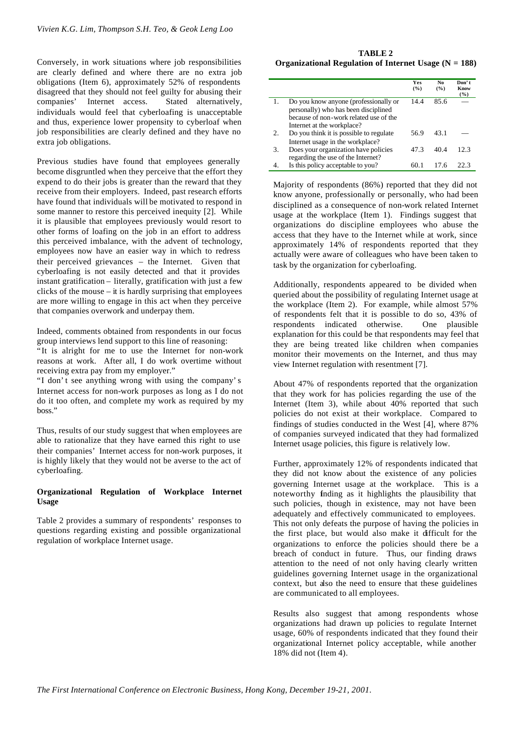Conversely, in work situations where job responsibilities are clearly defined and where there are no extra job obligations (Item 6), approximately 52% of respondents disagreed that they should not feel guilty for abusing their companies' Internet access. Stated alternatively, individuals would feel that cyberloafing is unacceptable and thus, experience lower propensity to cyberloaf when job responsibilities are clearly defined and they have no extra job obligations.

Previous studies have found that employees generally become disgruntled when they perceive that the effort they expend to do their jobs is greater than the reward that they receive from their employers. Indeed, past research efforts have found that individuals will be motivated to respond in some manner to restore this perceived inequity [2]. While it is plausible that employees previously would resort to other forms of loafing on the job in an effort to address this perceived imbalance, with the advent of technology, employees now have an easier way in which to redress their perceived grievances – the Internet. Given that cyberloafing is not easily detected and that it provides instant gratification – literally, gratification with just a few clicks of the mouse – it is hardly surprising that employees are more willing to engage in this act when they perceive that companies overwork and underpay them.

Indeed, comments obtained from respondents in our focus group interviews lend support to this line of reasoning:
"It is alright for me to use the Internet for non-work reasons at work. After all, I do work overtime without receiving extra pay from my employer."
"I don't see anything wrong with using the company's Internet access for non-work purposes as long as I do not do it too often, and complete my work as required by my boss."

Thus, results of our study suggest that when employees are able to rationalize that they have earned this right to use their companies' Internet access for non-work purposes, it is highly likely that they would not be averse to the act of cyberloafing.

**Organizational Regulation of Workplace Internet Usage**

Table 2 provides a summary of respondents' responses to questions regarding existing and possible organizational regulation of workplace Internet usage.

**TABLE 2**
**Organizational Regulation of Internet Usage (N = 188)**

| | | Yes (%) | No (%) | Don't Know (%) |
|---|---|---|---|---|
| 1. | Do you know anyone (professionally or personally) who has been disciplined because of non-work related use of the Internet at the workplace? | 14.4 | 85.6 | — |
| 2. | Do you think it is possible to regulate Internet usage in the workplace? | 56.9 | 43.1 | — |
| 3. | Does your organization have policies regarding the use of the Internet? | 47.3 | 40.4 | 12.3 |
| 4. | Is this policy acceptable to you? | 60.1 | 17.6 | 22.3 |

Majority of respondents (86%) reported that they did not know anyone, professionally or personally, who had been disciplined as a consequence of non-work related Internet usage at the workplace (Item 1). Findings suggest that organizations do discipline employees who abuse the access that they have to the Internet while at work, since approximately 14% of respondents reported that they actually were aware of colleagues who have been taken to task by the organization for cyberloafing.

Additionally, respondents appeared to be divided when queried about the possibility of regulating Internet usage at the workplace (Item 2). For example, while almost 57% of respondents felt that it is possible to do so, 43% of respondents indicated otherwise. One plausible explanation for this could be that respondents may feel that they are being treated like children when companies monitor their movements on the Internet, and thus may view Internet regulation with resentment [7].

About 47% of respondents reported that the organization that they work for has policies regarding the use of the Internet (Item 3), while about 40% reported that such policies do not exist at their workplace. Compared to findings of studies conducted in the West [4], where 87% of companies surveyed indicated that they had formalized Internet usage policies, this figure is relatively low.

Further, approximately 12% of respondents indicated that they did not know about the existence of any policies governing Internet usage at the workplace. This is a noteworthy finding as it highlights the plausibility that such policies, though in existence, may not have been adequately and effectively communicated to employees. This not only defeats the purpose of having the policies in the first place, but would also make it difficult for the organizations to enforce the policies should there be a breach of conduct in future. Thus, our finding draws attention to the need of not only having clearly written guidelines governing Internet usage in the organizational context, but also the need to ensure that these guidelines are communicated to all employees.

Results also suggest that among respondents whose organizations had drawn up policies to regulate Internet usage, 60% of respondents indicated that they found their organizational Internet policy acceptable, while another 18% did not (Item 4).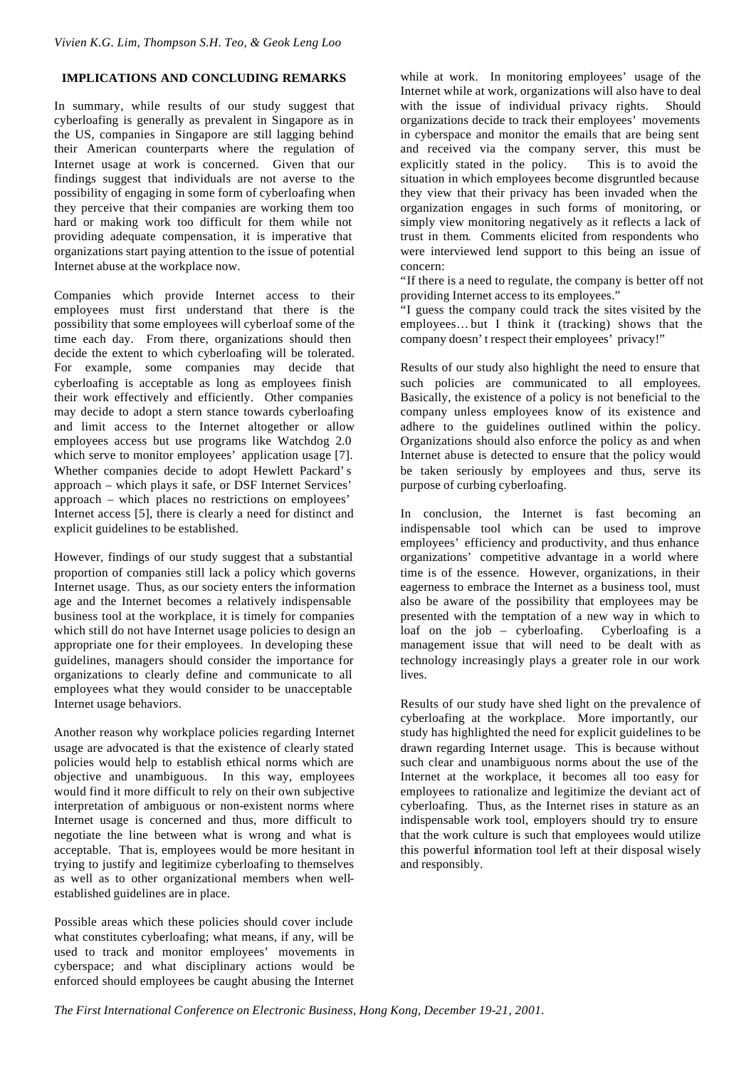## IMPLICATIONS AND CONCLUDING REMARKS

In summary, while results of our study suggest that cyberloafing is generally as prevalent in Singapore as in the US, companies in Singapore are still lagging behind their American counterparts where the regulation of Internet usage at work is concerned. Given that our findings suggest that individuals are not averse to the possibility of engaging in some form of cyberloafing when they perceive that their companies are working them too hard or making work too difficult for them while not providing adequate compensation, it is imperative that organizations start paying attention to the issue of potential Internet abuse at the workplace now.

Companies which provide Internet access to their employees must first understand that there is the possibility that some employees will cyberloaf some of the time each day. From there, organizations should then decide the extent to which cyberloafing will be tolerated. For example, some companies may decide that cyberloafing is acceptable as long as employees finish their work effectively and efficiently. Other companies may decide to adopt a stern stance towards cyberloafing and limit access to the Internet altogether or allow employees access but use programs like Watchdog 2.0 which serve to monitor employees' application usage [7]. Whether companies decide to adopt Hewlett Packard's approach – which plays it safe, or DSF Internet Services' approach – which places no restrictions on employees' Internet access [5], there is clearly a need for distinct and explicit guidelines to be established.

However, findings of our study suggest that a substantial proportion of companies still lack a policy which governs Internet usage. Thus, as our society enters the information age and the Internet becomes a relatively indispensable business tool at the workplace, it is timely for companies which still do not have Internet usage policies to design an appropriate one for their employees. In developing these guidelines, managers should consider the importance for organizations to clearly define and communicate to all employees what they would consider to be unacceptable Internet usage behaviors.

Another reason why workplace policies regarding Internet usage are advocated is that the existence of clearly stated policies would help to establish ethical norms which are objective and unambiguous. In this way, employees would find it more difficult to rely on their own subjective interpretation of ambiguous or non-existent norms where Internet usage is concerned and thus, more difficult to negotiate the line between what is wrong and what is acceptable. That is, employees would be more hesitant in trying to justify and legitimize cyberloafing to themselves as well as to other organizational members when well-established guidelines are in place.

Possible areas which these policies should cover include what constitutes cyberloafing; what means, if any, will be used to track and monitor employees' movements in cyberspace; and what disciplinary actions would be enforced should employees be caught abusing the Internet while at work. In monitoring employees' usage of the Internet while at work, organizations will also have to deal with the issue of individual privacy rights. Should organizations decide to track their employees' movements in cyberspace and monitor the emails that are being sent and received via the company server, this must be explicitly stated in the policy. This is to avoid the situation in which employees become disgruntled because they view that their privacy has been invaded when the organization engages in such forms of monitoring, or simply view monitoring negatively as it reflects a lack of trust in them. Comments elicited from respondents who were interviewed lend support to this being an issue of concern:

"If there is a need to regulate, the company is better off not providing Internet access to its employees."

"I guess the company could track the sites visited by the employees… but I think it (tracking) shows that the company doesn't respect their employees' privacy!"

Results of our study also highlight the need to ensure that such policies are communicated to all employees. Basically, the existence of a policy is not beneficial to the company unless employees know of its existence and adhere to the guidelines outlined within the policy. Organizations should also enforce the policy as and when Internet abuse is detected to ensure that the policy would be taken seriously by employees and thus, serve its purpose of curbing cyberloafing.

In conclusion, the Internet is fast becoming an indispensable tool which can be used to improve employees' efficiency and productivity, and thus enhance organizations' competitive advantage in a world where time is of the essence. However, organizations, in their eagerness to embrace the Internet as a business tool, must also be aware of the possibility that employees may be presented with the temptation of a new way in which to loaf on the job – cyberloafing. Cyberloafing is a management issue that will need to be dealt with as technology increasingly plays a greater role in our work lives.

Results of our study have shed light on the prevalence of cyberloafing at the workplace. More importantly, our study has highlighted the need for explicit guidelines to be drawn regarding Internet usage. This is because without such clear and unambiguous norms about the use of the Internet at the workplace, it becomes all too easy for employees to rationalize and legitimize the deviant act of cyberloafing. Thus, as the Internet rises in stature as an indispensable work tool, employers should try to ensure that the work culture is such that employees would utilize this powerful information tool left at their disposal wisely and responsibly.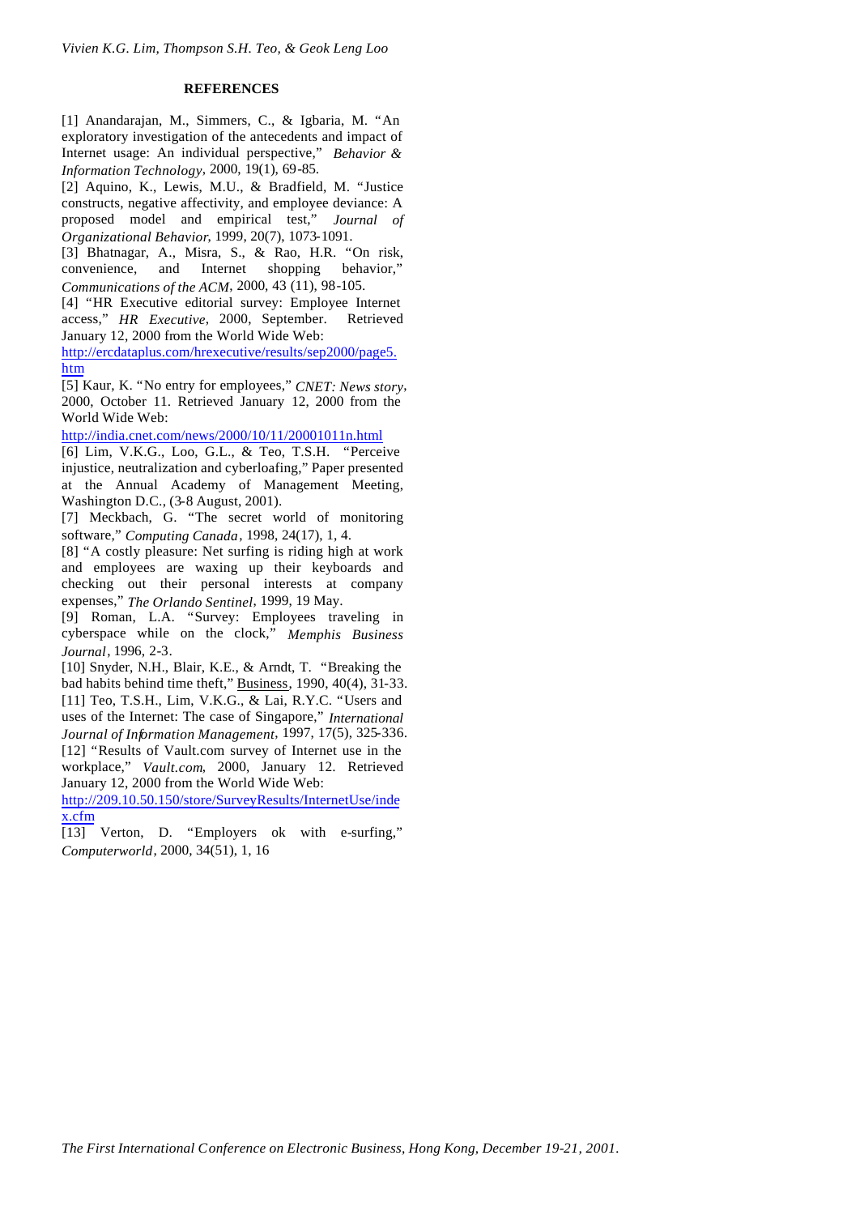## REFERENCES

[1] Anandarajan, M., Simmers, C., & Igbaria, M. "An exploratory investigation of the antecedents and impact of Internet usage: An individual perspective," *Behavior & Information Technology*, 2000, 19(1), 69-85.

[2] Aquino, K., Lewis, M.U., & Bradfield, M. "Justice constructs, negative affectivity, and employee deviance: A proposed model and empirical test," *Journal of Organizational Behavior*, 1999, 20(7), 1073-1091.

[3] Bhatnagar, A., Misra, S., & Rao, H.R. "On risk, convenience, and Internet shopping behavior," *Communications of the ACM*, 2000, 43 (11), 98-105.

[4] "HR Executive editorial survey: Employee Internet access," *HR Executive*, 2000, September. Retrieved January 12, 2000 from the World Wide Web: http://ercdataplus.com/hrexecutive/results/sep2000/page5.htm

[5] Kaur, K. "No entry for employees," *CNET: News story*, 2000, October 11. Retrieved January 12, 2000 from the World Wide Web: http://india.cnet.com/news/2000/10/11/20001011n.html

[6] Lim, V.K.G., Loo, G.L., & Teo, T.S.H. "Perceive injustice, neutralization and cyberloafing," Paper presented at the Annual Academy of Management Meeting, Washington D.C., (3-8 August, 2001).

[7] Meckbach, G. "The secret world of monitoring software," *Computing Canada*, 1998, 24(17), 1, 4.

[8] "A costly pleasure: Net surfing is riding high at work and employees are waxing up their keyboards and checking out their personal interests at company expenses," *The Orlando Sentinel*, 1999, 19 May.

[9] Roman, L.A. "Survey: Employees traveling in cyberspace while on the clock," *Memphis Business Journal*, 1996, 2-3.

[10] Snyder, N.H., Blair, K.E., & Arndt, T. "Breaking the bad habits behind time theft," Business, 1990, 40(4), 31-33.

[11] Teo, T.S.H., Lim, V.K.G., & Lai, R.Y.C. "Users and uses of the Internet: The case of Singapore," *International Journal of Information Management*, 1997, 17(5), 325-336.

[12] "Results of Vault.com survey of Internet use in the workplace," *Vault.com*, 2000, January 12. Retrieved January 12, 2000 from the World Wide Web: http://209.10.50.150/store/SurveyResults/InternetUse/index.cfm

[13] Verton, D. "Employers ok with e-surfing," *Computerworld*, 2000, 34(51), 1, 16